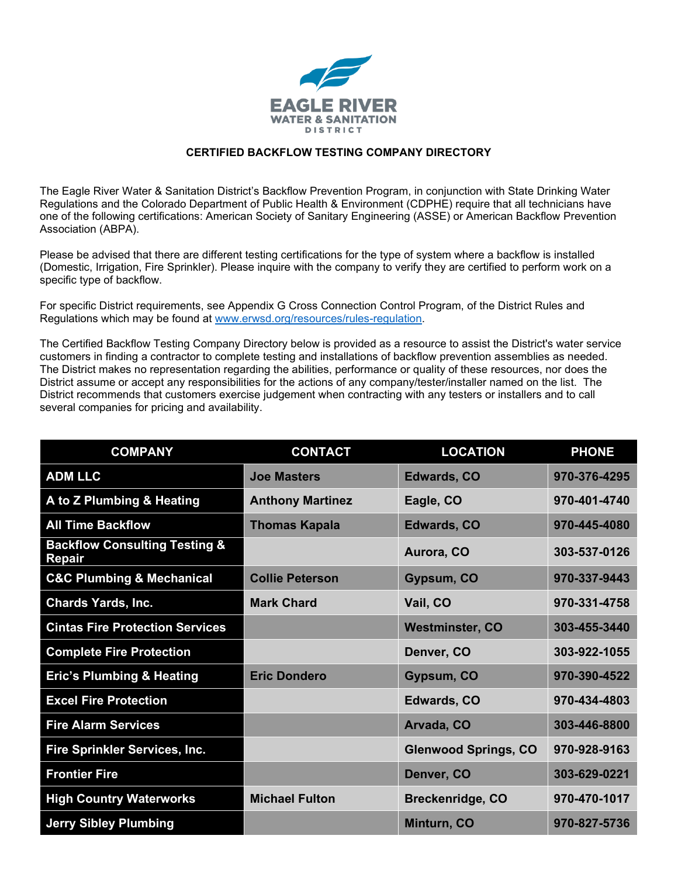# CERTIFIED BACKFLOW TESTING COMPANY DIRECTORY

The Eagle River Water & Sanitation District's Backflow Prevention Program, in conjunction with State Drinking Water Regulations and the Colorado Department of Public Health & Environment (CDPHE) require that all technicians have one of the following certifications: American Society of Sanitary Engineering (ASSE) or American Backflow Prevention Association (ABPA).

Please be advised that there are different testing certifications for the type of system where a backflow is installed (Domestic, Irrigation, Fire Sprinkler). Please inquire with the company to verify they are certified to perform work on a specific type of backflow.

For specific District requirements, see Appendix G Cross Connection Control Program, of the District Rules and Regulations which may be found at www.erwsd.org/resources/rules-regulation.

The Certified Backflow Testing Company Directory below is provided as a resource to assist the District's water service customers in finding a contractor to complete testing and installations of backflow prevention assemblies as needed. The District makes no representation regarding the abilities, performance or quality of these resources, nor does the District assume or accept any responsibilities for the actions of any company/tester/installer named on the list. The District recommends that customers exercise judgement when contracting with any testers or installers and to call several companies for pricing and availability.

| COMPANY | CONTACT | LOCATION | PHONE |
|---|---|---|---|
| ADM LLC | Joe Masters | Edwards, CO | 970-376-4295 |
| A to Z Plumbing & Heating | Anthony Martinez | Eagle, CO | 970-401-4740 |
| All Time Backflow | Thomas Kapala | Edwards, CO | 970-445-4080 |
| Backflow Consulting Testing & Repair | | Aurora, CO | 303-537-0126 |
| C&C Plumbing & Mechanical | Collie Peterson | Gypsum, CO | 970-337-9443 |
| Chards Yards, Inc. | Mark Chard | Vail, CO | 970-331-4758 |
| Cintas Fire Protection Services | | Westminster, CO | 303-455-3440 |
| Complete Fire Protection | | Denver, CO | 303-922-1055 |
| Eric's Plumbing & Heating | Eric Dondero | Gypsum, CO | 970-390-4522 |
| Excel Fire Protection | | Edwards, CO | 970-434-4803 |
| Fire Alarm Services | | Arvada, CO | 303-446-8800 |
| Fire Sprinkler Services, Inc. | | Glenwood Springs, CO | 970-928-9163 |
| Frontier Fire | | Denver, CO | 303-629-0221 |
| High Country Waterworks | Michael Fulton | Breckenridge, CO | 970-470-1017 |
| Jerry Sibley Plumbing | | Minturn, CO | 970-827-5736 |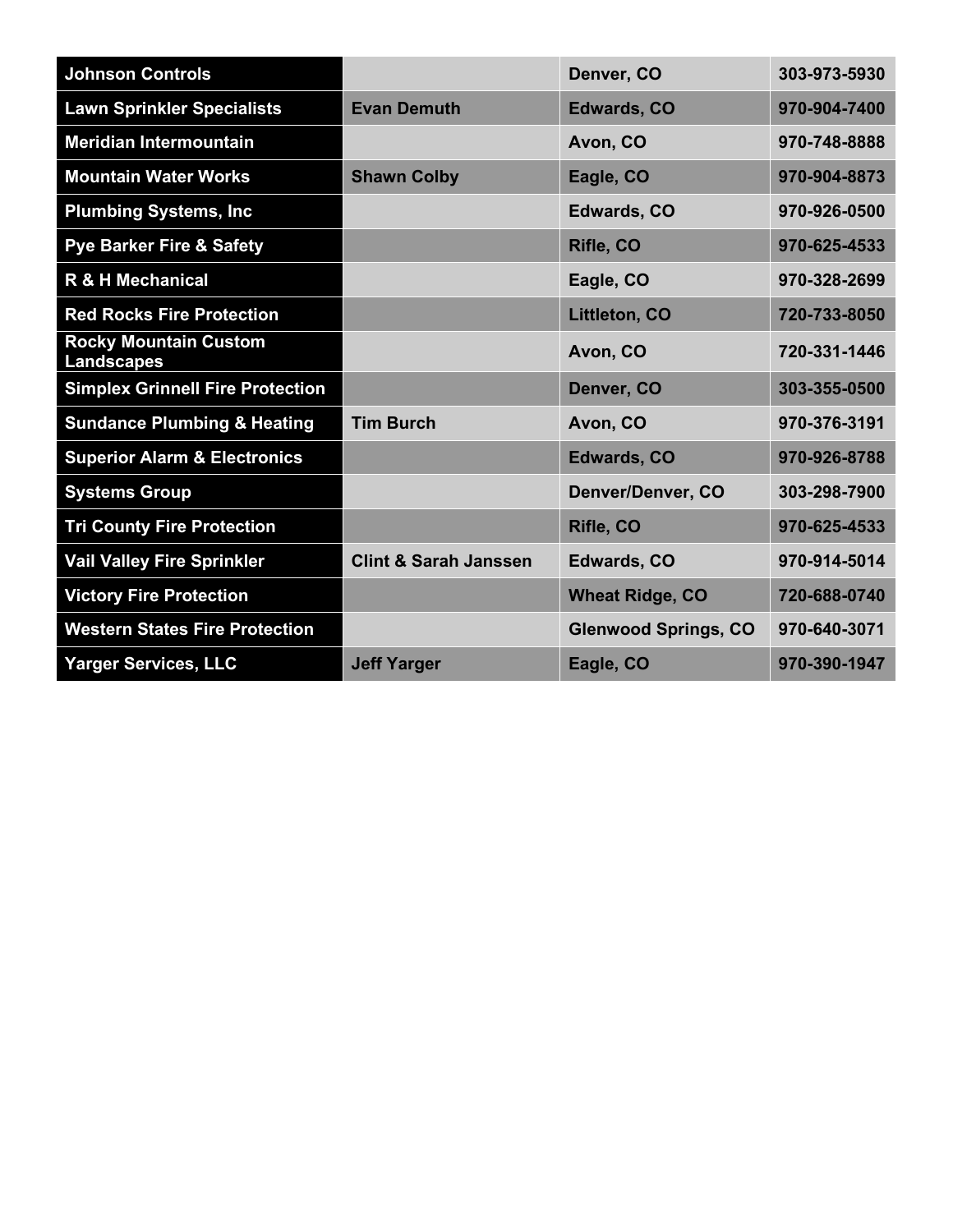| | | | |
|---|---|---|---|
| **Johnson Controls** | | **Denver, CO** | **303-973-5930** |
| **Lawn Sprinkler Specialists** | **Evan Demuth** | **Edwards, CO** | **970-904-7400** |
| **Meridian Intermountain** | | **Avon, CO** | **970-748-8888** |
| **Mountain Water Works** | **Shawn Colby** | **Eagle, CO** | **970-904-8873** |
| **Plumbing Systems, Inc** | | **Edwards, CO** | **970-926-0500** |
| **Pye Barker Fire & Safety** | | **Rifle, CO** | **970-625-4533** |
| **R & H Mechanical** | | **Eagle, CO** | **970-328-2699** |
| **Red Rocks Fire Protection** | | **Littleton, CO** | **720-733-8050** |
| **Rocky Mountain Custom Landscapes** | | **Avon, CO** | **720-331-1446** |
| **Simplex Grinnell Fire Protection** | | **Denver, CO** | **303-355-0500** |
| **Sundance Plumbing & Heating** | **Tim Burch** | **Avon, CO** | **970-376-3191** |
| **Superior Alarm & Electronics** | | **Edwards, CO** | **970-926-8788** |
| **Systems Group** | | **Denver/Denver, CO** | **303-298-7900** |
| **Tri County Fire Protection** | | **Rifle, CO** | **970-625-4533** |
| **Vail Valley Fire Sprinkler** | **Clint & Sarah Janssen** | **Edwards, CO** | **970-914-5014** |
| **Victory Fire Protection** | | **Wheat Ridge, CO** | **720-688-0740** |
| **Western States Fire Protection** | | **Glenwood Springs, CO** | **970-640-3071** |
| **Yarger Services, LLC** | **Jeff Yarger** | **Eagle, CO** | **970-390-1947** |